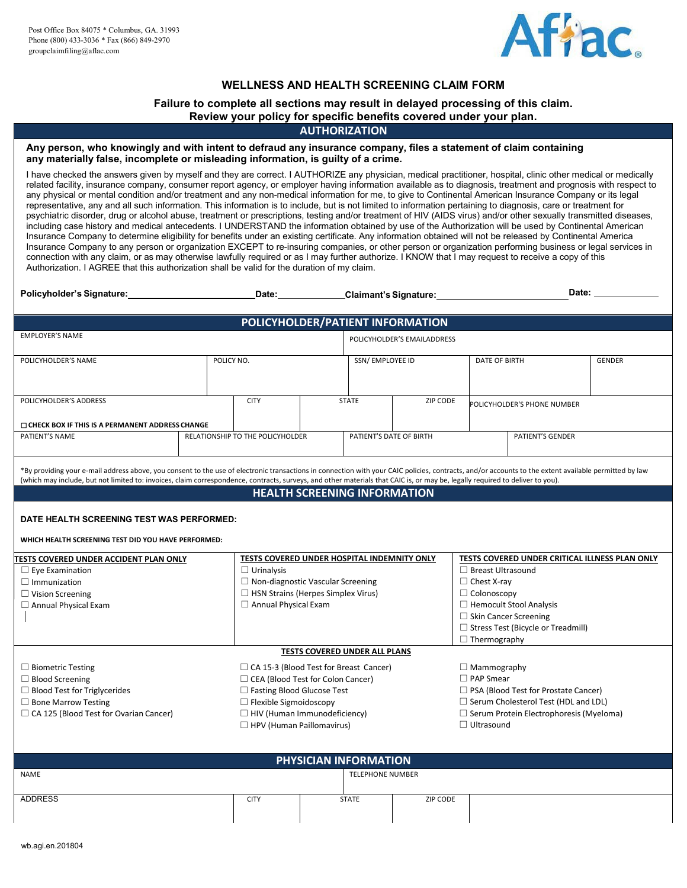Post Office Box 84075 * Columbus, GA. 31993
Phone (800) 433-3036 * Fax (866) 849-2970
groupclaimfiling@aflac.com

Aflac.

# WELLNESS AND HEALTH SCREENING CLAIM FORM

**Failure to complete all sections may result in delayed processing of this claim.**
**Review your policy for specific benefits covered under your plan.**

## AUTHORIZATION

**Any person, who knowingly and with intent to defraud any insurance company, files a statement of claim containing any materially false, incomplete or misleading information, is guilty of a crime.**

I have checked the answers given by myself and they are correct. I AUTHORIZE any physician, medical practitioner, hospital, clinic other medical or medically related facility, insurance company, consumer report agency, or employer having information available as to diagnosis, treatment and prognosis with respect to any physical or mental condition and/or treatment and any non-medical information for me, to give to Continental American Insurance Company or its legal representative, any and all such information. This information is to include, but is not limited to information pertaining to diagnosis, care or treatment for psychiatric disorder, drug or alcohol abuse, treatment or prescriptions, testing and/or treatment of HIV (AIDS virus) and/or other sexually transmitted diseases, including case history and medical antecedents. I UNDERSTAND the information obtained by use of the Authorization will be used by Continental American Insurance Company to determine eligibility for benefits under an existing certificate. Any information obtained will not be released by Continental America Insurance Company to any person or organization EXCEPT to re-insuring companies, or other person or organization performing business or legal services in connection with any claim, or as may otherwise lawfully required or as I may further authorize. I KNOW that I may request to receive a copy of this Authorization. I AGREE that this authorization shall be valid for the duration of my claim.

**Policyholder's Signature:**\_\_\_\_\_\_\_\_\_\_\_\_\_\_\_\_\_\_\_\_ **Date:**\_\_\_\_\_\_\_\_\_\_ **Claimant's Signature:**\_\_\_\_\_\_\_\_\_\_\_\_\_\_\_\_\_\_\_\_ **Date:** \_\_\_\_\_\_\_\_\_\_

## POLICYHOLDER/PATIENT INFORMATION

| EMPLOYER'S NAME | | POLICYHOLDER'S EMAILADDRESS | | |
|---|---|---|---|---|
| POLICYHOLDER'S NAME | POLICY NO. | SSN/ EMPLOYEE ID | DATE OF BIRTH | GENDER |

| POLICYHOLDER'S ADDRESS<br>☐ CHECK BOX IF THIS IS A PERMANENT ADDRESS CHANGE | CITY | STATE | ZIP CODE | POLICYHOLDER'S PHONE NUMBER |
|---|---|---|---|---|

| PATIENT'S NAME | RELATIONSHIP TO THE POLICYHOLDER | PATIENT'S DATE OF BIRTH | PATIENT'S GENDER |
|---|---|---|---|
| | | | |

*By providing your e-mail address above, you consent to the use of electronic transactions in connection with your CAIC policies, contracts, and/or accounts to the extent available permitted by law (which may include, but not limited to: invoices, claim correspondence, contracts, surveys, and other materials that CAIC is, or may be, legally required to deliver to you).

## HEALTH SCREENING INFORMATION

**DATE HEALTH SCREENING TEST WAS PERFORMED:**

**WHICH HEALTH SCREENING TEST DID YOU HAVE PERFORMED:**

| TESTS COVERED UNDER ACCIDENT PLAN ONLY | TESTS COVERED UNDER HOSPITAL INDEMNITY ONLY | TESTS COVERED UNDER CRITICAL ILLNESS PLAN ONLY |
|---|---|---|
| ☐ Eye Examination | ☐ Urinalysis | ☐ Breast Ultrasound |
| ☐ Immunization | ☐ Non-diagnostic Vascular Screening | ☐ Chest X-ray |
| ☐ Vision Screening | ☐ HSN Strains (Herpes Simplex Virus) | ☐ Colonoscopy |
| ☐ Annual Physical Exam | ☐ Annual Physical Exam | ☐ Hemocult Stool Analysis |
| | | ☐ Skin Cancer Screening |
| | | ☐ Stress Test (Bicycle or Treadmill) |
| | | ☐ Thermography |

**TESTS COVERED UNDER ALL PLANS**

| | | |
|---|---|---|
| ☐ Biometric Testing | ☐ CA 15-3 (Blood Test for Breast Cancer) | ☐ Mammography |
| ☐ Blood Screening | ☐ CEA (Blood Test for Colon Cancer) | ☐ PAP Smear |
| ☐ Blood Test for Triglycerides | ☐ Fasting Blood Glucose Test | ☐ PSA (Blood Test for Prostate Cancer) |
| ☐ Bone Marrow Testing | ☐ Flexible Sigmoidoscopy | ☐ Serum Cholesterol Test (HDL and LDL) |
| ☐ CA 125 (Blood Test for Ovarian Cancer) | ☐ HIV (Human Immunodeficiency) | ☐ Serum Protein Electrophoresis (Myeloma) |
| | ☐ HPV (Human Paillomavirus) | ☐ Ultrasound |

## PHYSICIAN INFORMATION

| NAME | | TELEPHONE NUMBER | | |
|---|---|---|---|---|
| ADDRESS | CITY | STATE | ZIP CODE | |

wb.agi.en.201804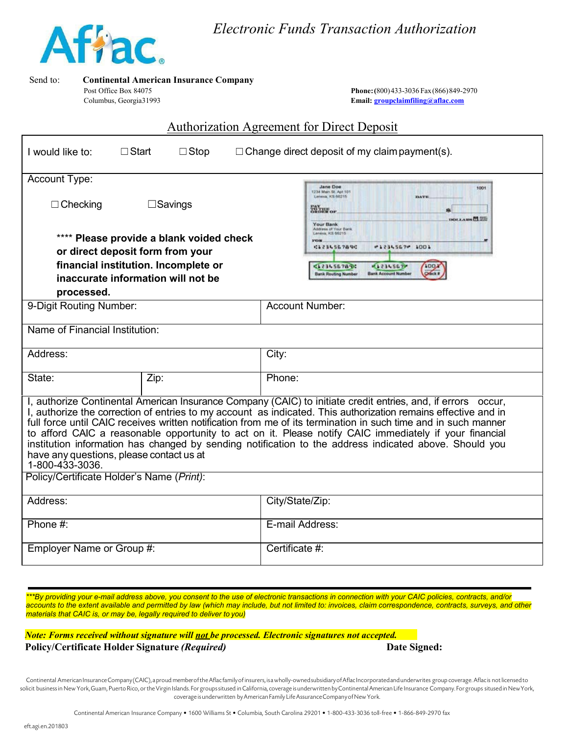Aflac

*Electronic Funds Transaction Authorization*

Send to: **Continental American Insurance Company**
Post Office Box 84075
Columbus, Georgia31993

**Phone:** (800)433-3036 Fax (866)849-2970
**Email:** groupclaimfiling@aflac.com

## Authorization Agreement for Direct Deposit

I would like to: ☐ Start ☐ Stop ☐ Change direct deposit of my claim payment(s).

Account Type:

☐ Checking ☐Savings

**\*\*\*\* Please provide a blank voided check or direct deposit form from your financial institution. Incomplete or inaccurate information will not be processed.**

Jane Doe
1234 Main St. Apt 101
Lenexa, KS 66215
1001
DATE
PAY TO THE ORDER OF
$
DOLLARS
Your Bank
Address of Your Bank
Lenexa, KS 66215
FOR
⑆123456789⑆ ⑈1234567⑈ 1001
Bank Routing Number
Bank Account Number
Check #

| | |
|---|---|
| 9-Digit Routing Number: | Account Number: |
| Name of Financial Institution: | |
| Address: | City: |
| State: Zip: | Phone: |

I, authorize Continental American Insurance Company (CAIC) to initiate credit entries, and, if errors occur, I, authorize the correction of entries to my account as indicated. This authorization remains effective and in full force until CAIC receives written notification from me of its termination in such time and in such manner to afford CAIC a reasonable opportunity to act on it. Please notify CAIC immediately if your financial institution information has changed by sending notification to the address indicated above. Should you have any questions, please contact us at 1-800-433-3036.

| | |
|---|---|
| Policy/Certificate Holder's Name (*Print*): | |
| Address: | City/State/Zip: |
| Phone #: | E-mail Address: |
| Employer Name or Group #: | Certificate #: |

*\*\*\*By providing your e-mail address above, you consent to the use of electronic transactions in connection with your CAIC policies, contracts, and/or accounts to the extent available and permitted by law (which may include, but not limited to: invoices, claim correspondence, contracts, surveys, and other materials that CAIC is, or may be, legally required to deliver to you)*

***Note: Forms received without signature will not be processed. Electronic signatures not accepted.***

**Policy/Certificate Holder Signature *(Required)*** **Date Signed:**

Continental American Insurance Company (CAIC), a proud member of the Aflac family of insurers, is a wholly-owned subsidiary of Aflac Incorporated and underwrites group coverage. Aflac is not licensed to solicit business in New York, Guam, Puerto Rico, or the Virgin Islands. For groups sitused in California, coverage is underwritten by Continental American Life Insurance Company. For groups sitused in New York, coverage is underwritten by American Family Life Assurance Company of New York.

Continental American Insurance Company • 1600 Williams St • Columbia, South Carolina 29201 • 1-800-433-3036 toll-free • 1-866-849-2970 fax

eft.agi.en.201803